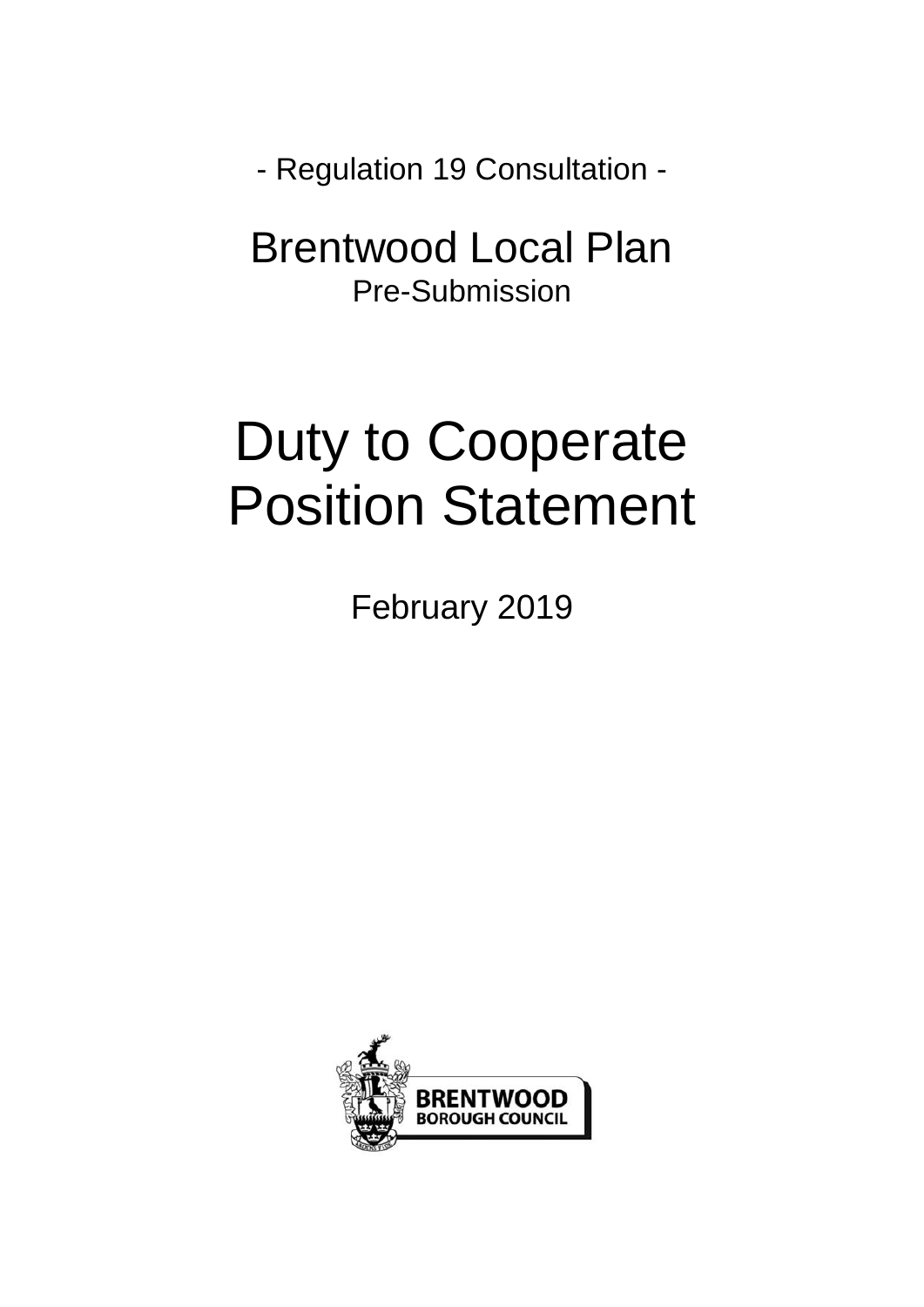- Regulation 19 Consultation -

# Brentwood Local Plan

Pre-Submission

# Duty to Cooperate Position Statement

February 2019

BRENTWOOD BOROUGH COUNCIL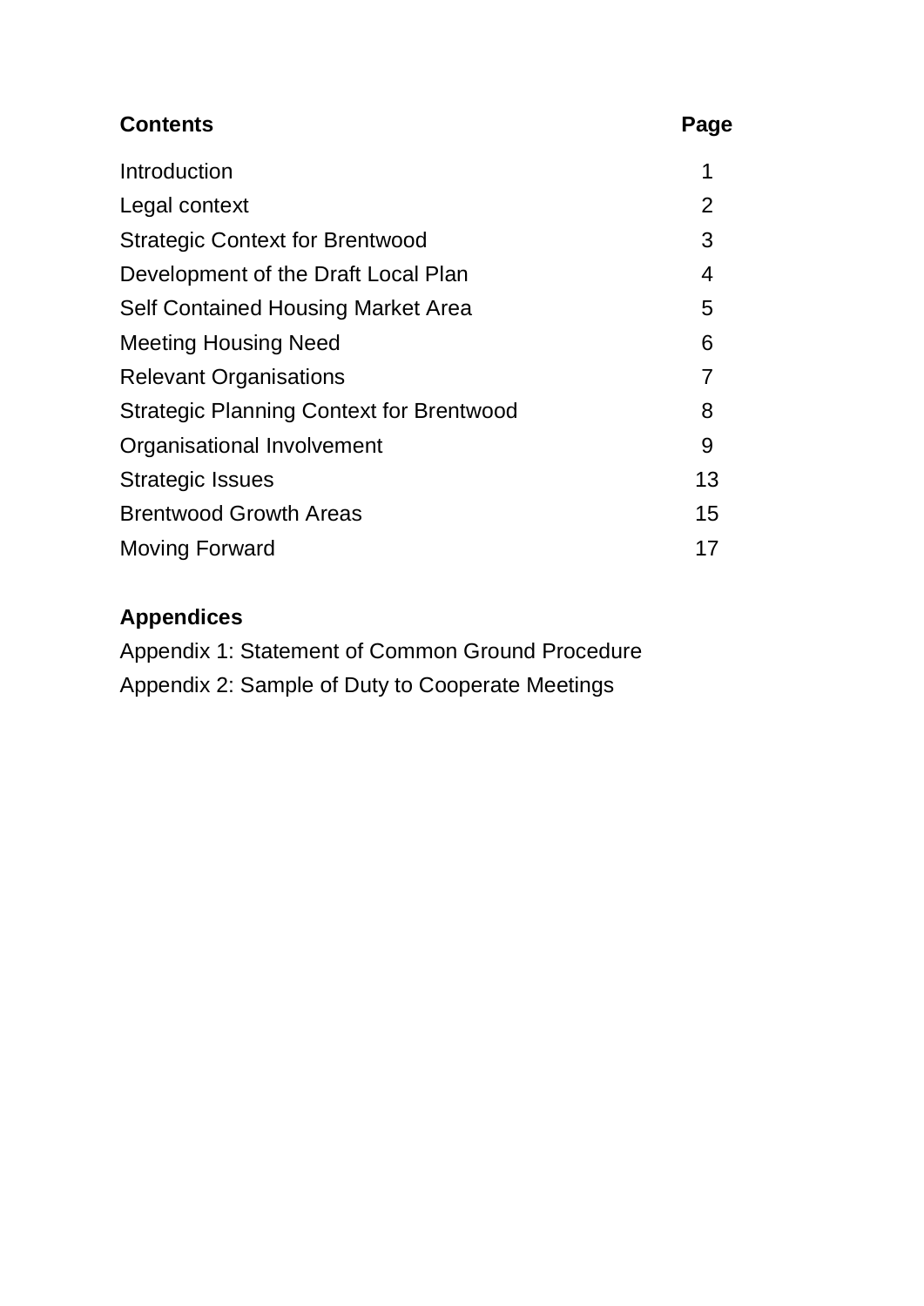| **Contents** | **Page** |
|---|---|
| Introduction | 1 |
| Legal context | 2 |
| Strategic Context for Brentwood | 3 |
| Development of the Draft Local Plan | 4 |
| Self Contained Housing Market Area | 5 |
| Meeting Housing Need | 6 |
| Relevant Organisations | 7 |
| Strategic Planning Context for Brentwood | 8 |
| Organisational Involvement | 9 |
| Strategic Issues | 13 |
| Brentwood Growth Areas | 15 |
| Moving Forward | 17 |

**Appendices**

Appendix 1: Statement of Common Ground Procedure

Appendix 2: Sample of Duty to Cooperate Meetings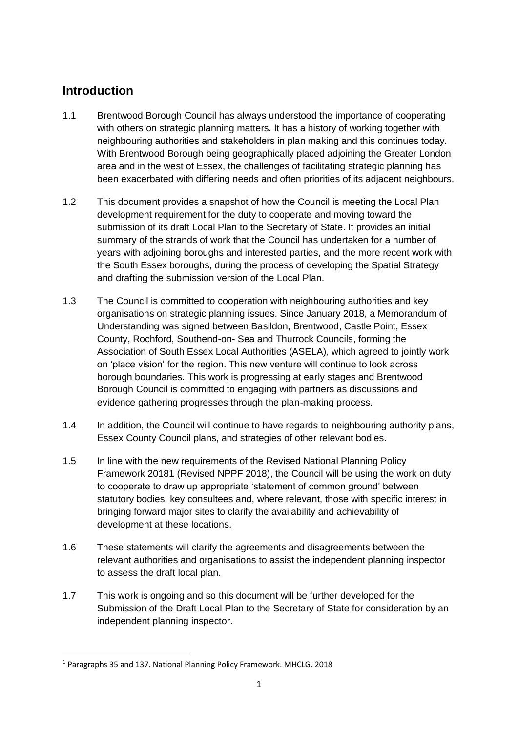## Introduction

1.1 Brentwood Borough Council has always understood the importance of cooperating with others on strategic planning matters. It has a history of working together with neighbouring authorities and stakeholders in plan making and this continues today. With Brentwood Borough being geographically placed adjoining the Greater London area and in the west of Essex, the challenges of facilitating strategic planning has been exacerbated with differing needs and often priorities of its adjacent neighbours.

1.2 This document provides a snapshot of how the Council is meeting the Local Plan development requirement for the duty to cooperate and moving toward the submission of its draft Local Plan to the Secretary of State. It provides an initial summary of the strands of work that the Council has undertaken for a number of years with adjoining boroughs and interested parties, and the more recent work with the South Essex boroughs, during the process of developing the Spatial Strategy and drafting the submission version of the Local Plan.

1.3 The Council is committed to cooperation with neighbouring authorities and key organisations on strategic planning issues. Since January 2018, a Memorandum of Understanding was signed between Basildon, Brentwood, Castle Point, Essex County, Rochford, Southend-on- Sea and Thurrock Councils, forming the Association of South Essex Local Authorities (ASELA), which agreed to jointly work on 'place vision' for the region. This new venture will continue to look across borough boundaries. This work is progressing at early stages and Brentwood Borough Council is committed to engaging with partners as discussions and evidence gathering progresses through the plan-making process.

1.4 In addition, the Council will continue to have regards to neighbouring authority plans, Essex County Council plans, and strategies of other relevant bodies.

1.5 In line with the new requirements of the Revised National Planning Policy Framework 2018[1] (Revised NPPF 2018), the Council will be using the work on duty to cooperate to draw up appropriate 'statement of common ground' between statutory bodies, key consultees and, where relevant, those with specific interest in bringing forward major sites to clarify the availability and achievability of development at these locations.

1.6 These statements will clarify the agreements and disagreements between the relevant authorities and organisations to assist the independent planning inspector to assess the draft local plan.

1.7 This work is ongoing and so this document will be further developed for the Submission of the Draft Local Plan to the Secretary of State for consideration by an independent planning inspector.

[1] Paragraphs 35 and 137. National Planning Policy Framework. MHCLG. 2018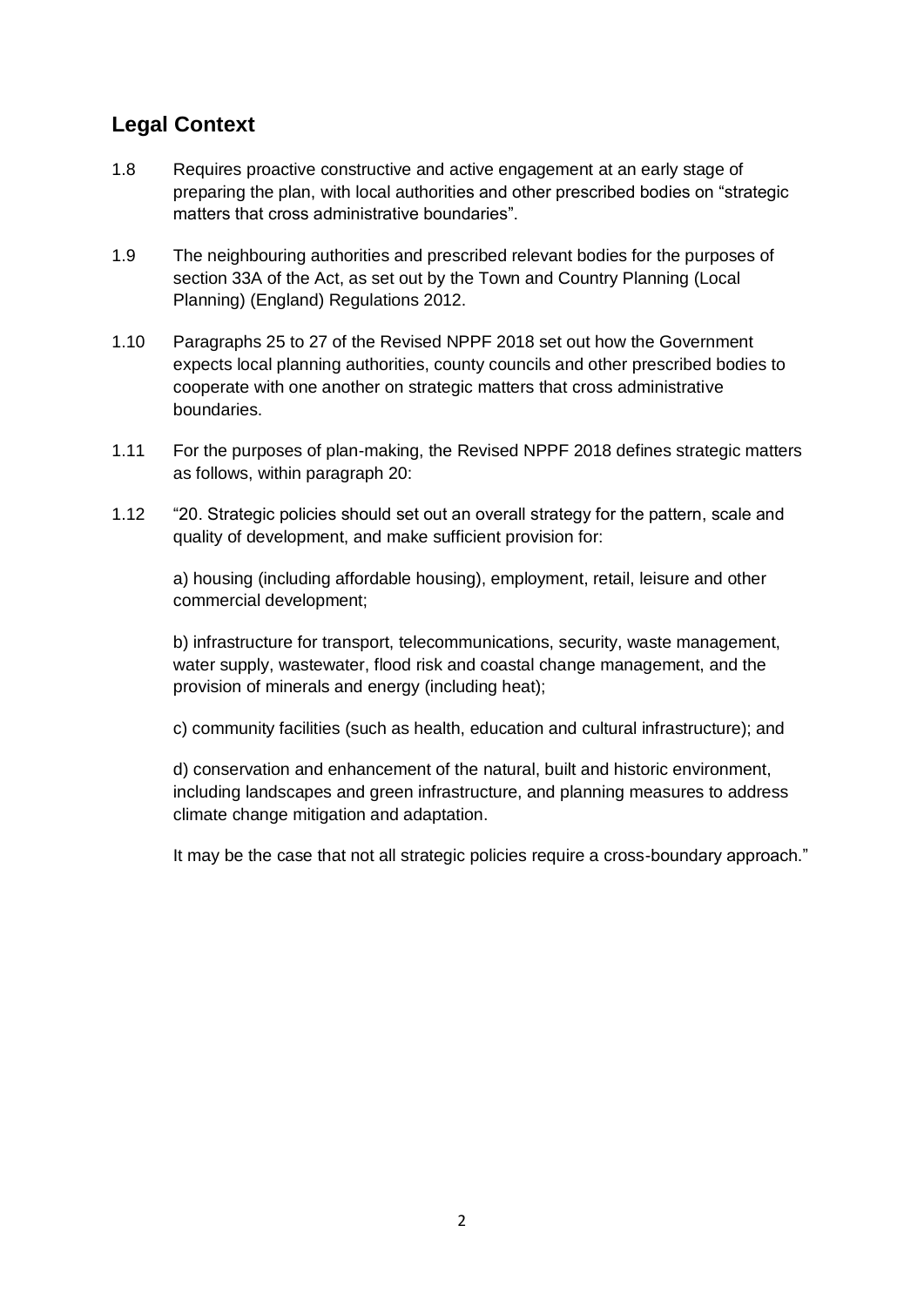## Legal Context

1.8 Requires proactive constructive and active engagement at an early stage of preparing the plan, with local authorities and other prescribed bodies on "strategic matters that cross administrative boundaries".

1.9 The neighbouring authorities and prescribed relevant bodies for the purposes of section 33A of the Act, as set out by the Town and Country Planning (Local Planning) (England) Regulations 2012.

1.10 Paragraphs 25 to 27 of the Revised NPPF 2018 set out how the Government expects local planning authorities, county councils and other prescribed bodies to cooperate with one another on strategic matters that cross administrative boundaries.

1.11 For the purposes of plan-making, the Revised NPPF 2018 defines strategic matters as follows, within paragraph 20:

1.12 "20. Strategic policies should set out an overall strategy for the pattern, scale and quality of development, and make sufficient provision for:

a) housing (including affordable housing), employment, retail, leisure and other commercial development;

b) infrastructure for transport, telecommunications, security, waste management, water supply, wastewater, flood risk and coastal change management, and the provision of minerals and energy (including heat);

c) community facilities (such as health, education and cultural infrastructure); and

d) conservation and enhancement of the natural, built and historic environment, including landscapes and green infrastructure, and planning measures to address climate change mitigation and adaptation.

It may be the case that not all strategic policies require a cross-boundary approach."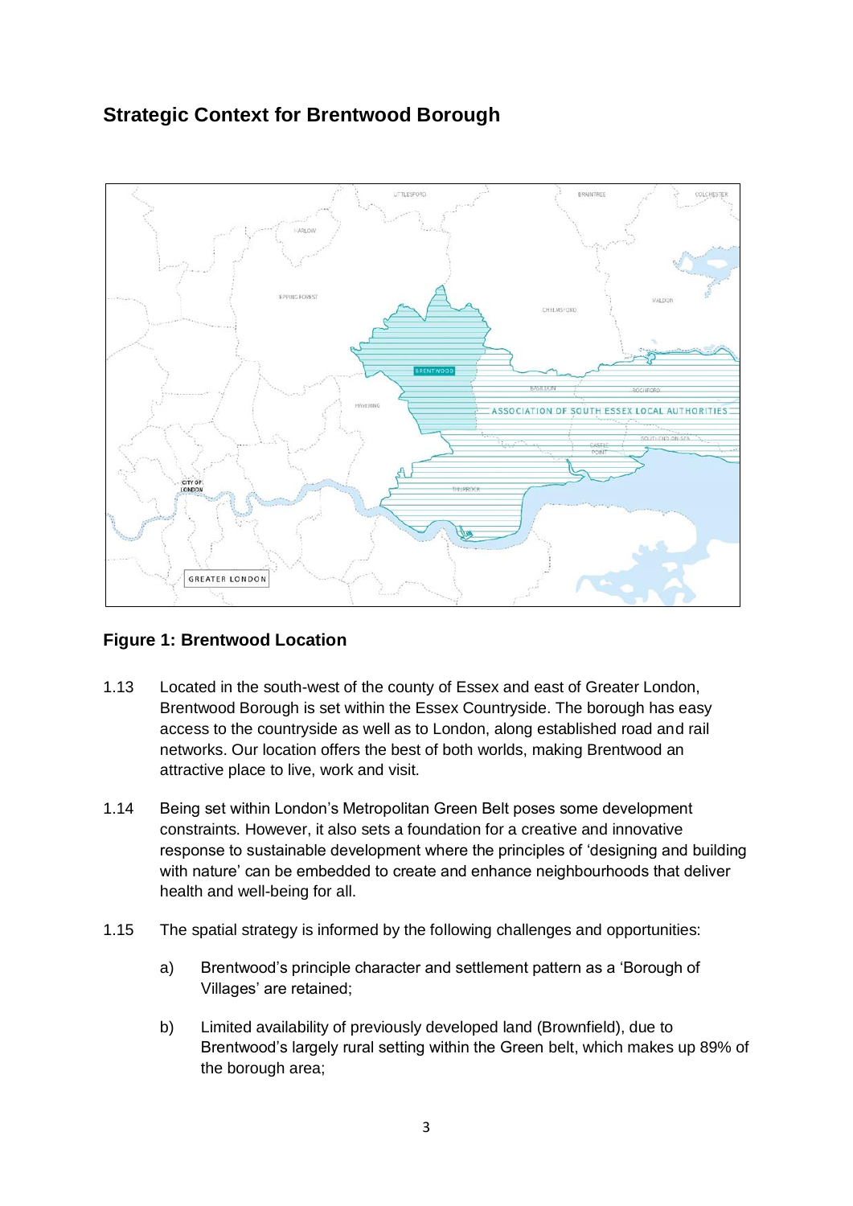## Strategic Context for Brentwood Borough

**Figure 1: Brentwood Location**

1.13 Located in the south-west of the county of Essex and east of Greater London, Brentwood Borough is set within the Essex Countryside. The borough has easy access to the countryside as well as to London, along established road and rail networks. Our location offers the best of both worlds, making Brentwood an attractive place to live, work and visit.

1.14 Being set within London's Metropolitan Green Belt poses some development constraints. However, it also sets a foundation for a creative and innovative response to sustainable development where the principles of 'designing and building with nature' can be embedded to create and enhance neighbourhoods that deliver health and well-being for all.

1.15 The spatial strategy is informed by the following challenges and opportunities:

a) Brentwood's principle character and settlement pattern as a 'Borough of Villages' are retained;

b) Limited availability of previously developed land (Brownfield), due to Brentwood's largely rural setting within the Green belt, which makes up 89% of the borough area;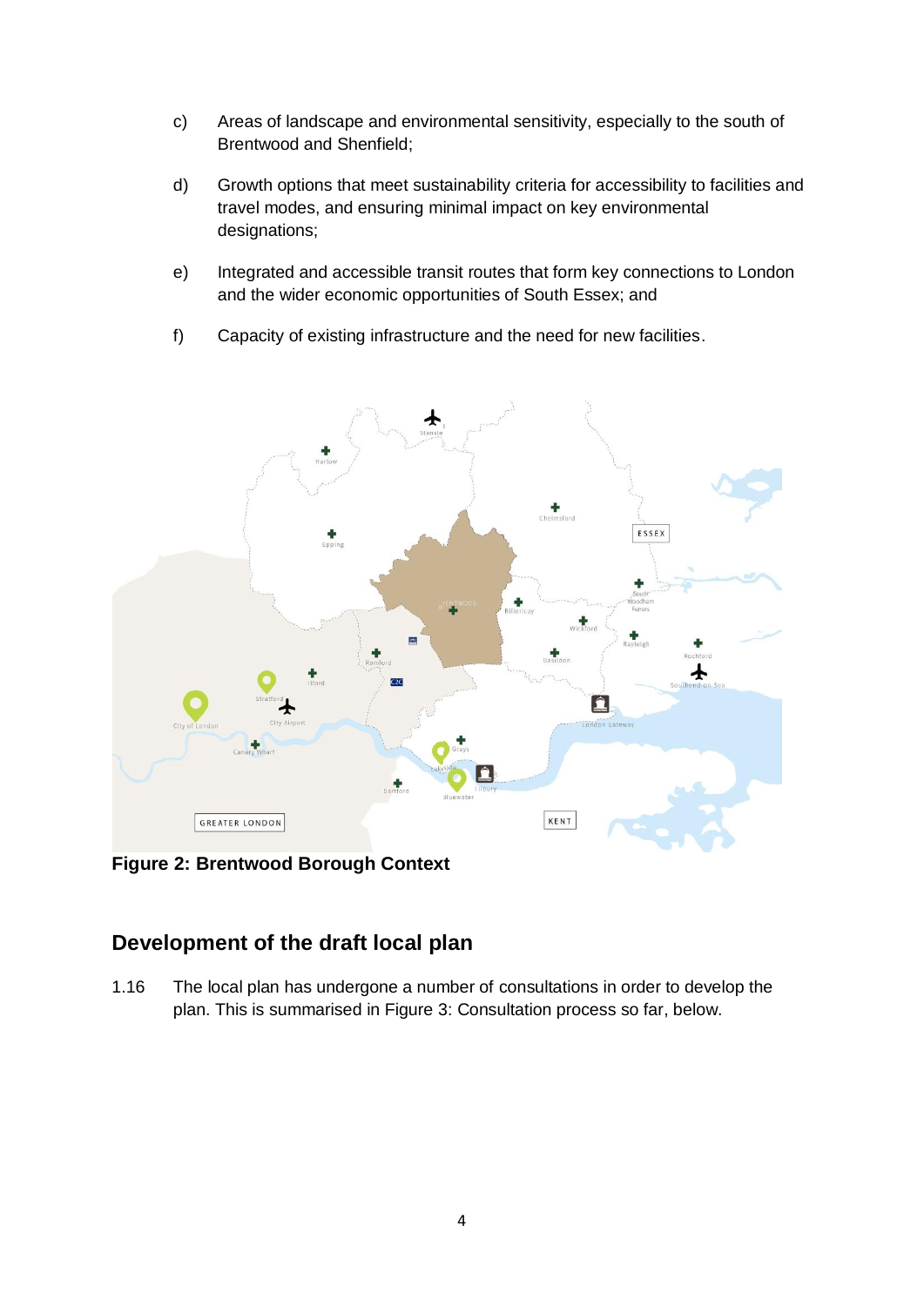c) Areas of landscape and environmental sensitivity, especially to the south of Brentwood and Shenfield;

d) Growth options that meet sustainability criteria for accessibility to facilities and travel modes, and ensuring minimal impact on key environmental designations;

e) Integrated and accessible transit routes that form key connections to London and the wider economic opportunities of South Essex; and

f) Capacity of existing infrastructure and the need for new facilities.

**Figure 2: Brentwood Borough Context**

## Development of the draft local plan

1.16 The local plan has undergone a number of consultations in order to develop the plan. This is summarised in Figure 3: Consultation process so far, below.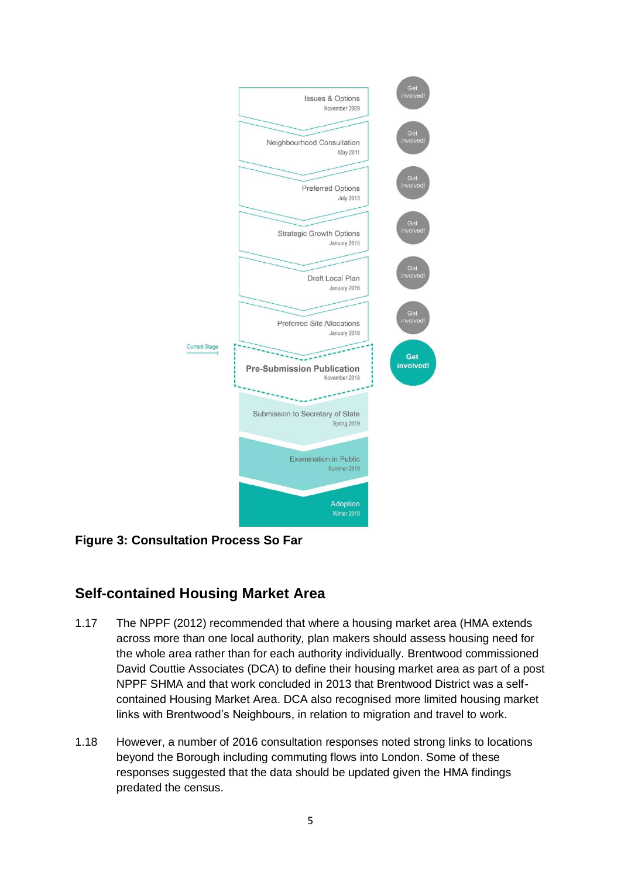Issues & Options
November 2009

Neighbourhood Consultation
May 2011

Preferred Options
July 2013

Strategic Growth Options
January 2015

Draft Local Plan
January 2016

Preferred Site Allocations
January 2018

Current Stage

**Pre-Submission Publication**
November 2018

Submission to Secretary of State
Spring 2019

Examination in Public
Summer 2019

Adoption
Winter 2019

Get involved!

**Figure 3: Consultation Process So Far**

## Self-contained Housing Market Area

1.17 The NPPF (2012) recommended that where a housing market area (HMA extends across more than one local authority, plan makers should assess housing need for the whole area rather than for each authority individually. Brentwood commissioned David Couttie Associates (DCA) to define their housing market area as part of a post NPPF SHMA and that work concluded in 2013 that Brentwood District was a self-contained Housing Market Area. DCA also recognised more limited housing market links with Brentwood's Neighbours, in relation to migration and travel to work.

1.18 However, a number of 2016 consultation responses noted strong links to locations beyond the Borough including commuting flows into London. Some of these responses suggested that the data should be updated given the HMA findings predated the census.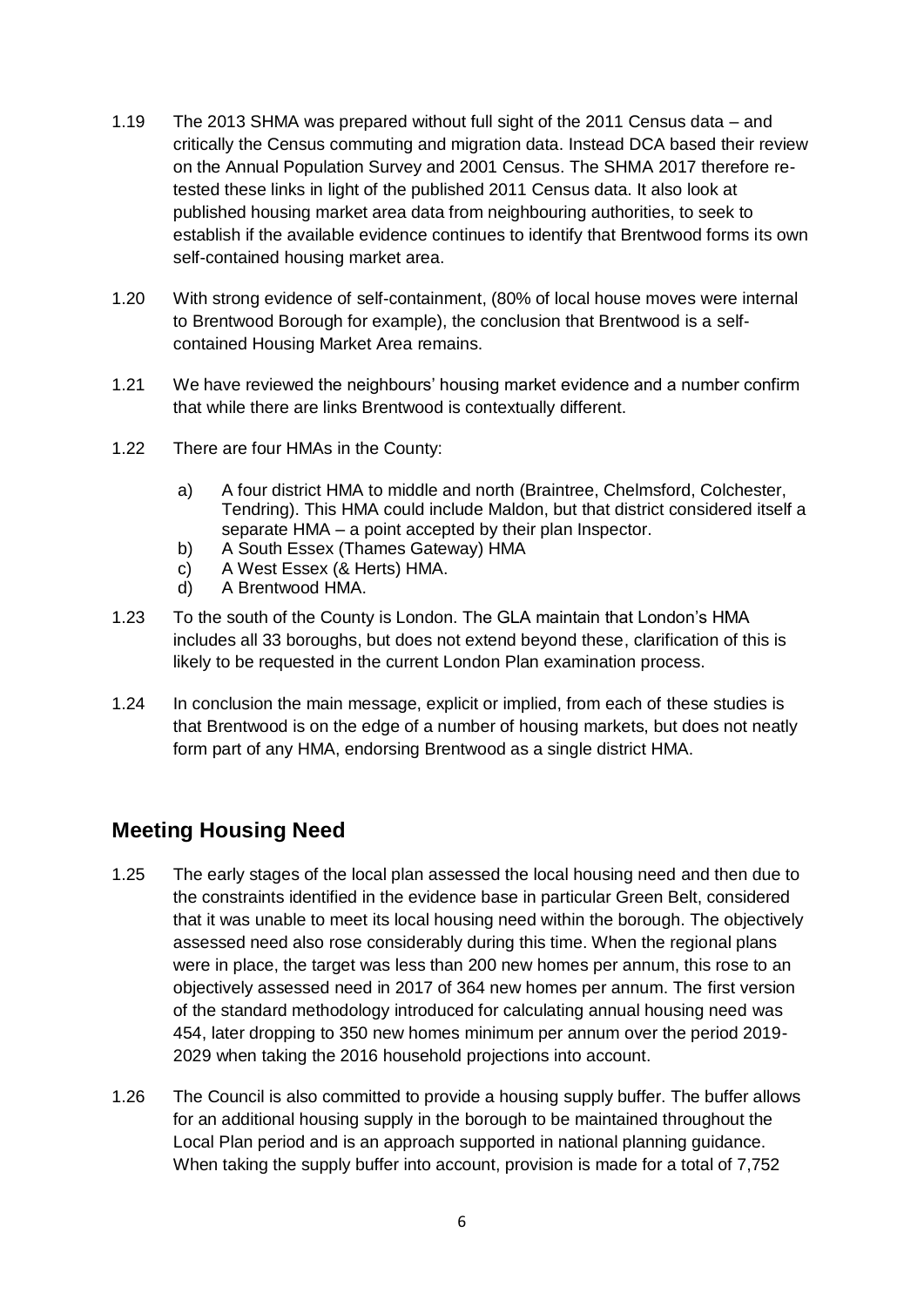1.19 The 2013 SHMA was prepared without full sight of the 2011 Census data – and critically the Census commuting and migration data. Instead DCA based their review on the Annual Population Survey and 2001 Census. The SHMA 2017 therefore re-tested these links in light of the published 2011 Census data. It also look at published housing market area data from neighbouring authorities, to seek to establish if the available evidence continues to identify that Brentwood forms its own self-contained housing market area.

1.20 With strong evidence of self-containment, (80% of local house moves were internal to Brentwood Borough for example), the conclusion that Brentwood is a self-contained Housing Market Area remains.

1.21 We have reviewed the neighbours' housing market evidence and a number confirm that while there are links Brentwood is contextually different.

1.22 There are four HMAs in the County:

a) A four district HMA to middle and north (Braintree, Chelmsford, Colchester, Tendring). This HMA could include Maldon, but that district considered itself a separate HMA – a point accepted by their plan Inspector.
b) A South Essex (Thames Gateway) HMA
c) A West Essex (& Herts) HMA.
d) A Brentwood HMA.

1.23 To the south of the County is London. The GLA maintain that London's HMA includes all 33 boroughs, but does not extend beyond these, clarification of this is likely to be requested in the current London Plan examination process.

1.24 In conclusion the main message, explicit or implied, from each of these studies is that Brentwood is on the edge of a number of housing markets, but does not neatly form part of any HMA, endorsing Brentwood as a single district HMA.

## Meeting Housing Need

1.25 The early stages of the local plan assessed the local housing need and then due to the constraints identified in the evidence base in particular Green Belt, considered that it was unable to meet its local housing need within the borough. The objectively assessed need also rose considerably during this time. When the regional plans were in place, the target was less than 200 new homes per annum, this rose to an objectively assessed need in 2017 of 364 new homes per annum. The first version of the standard methodology introduced for calculating annual housing need was 454, later dropping to 350 new homes minimum per annum over the period 2019-2029 when taking the 2016 household projections into account.

1.26 The Council is also committed to provide a housing supply buffer. The buffer allows for an additional housing supply in the borough to be maintained throughout the Local Plan period and is an approach supported in national planning guidance. When taking the supply buffer into account, provision is made for a total of 7,752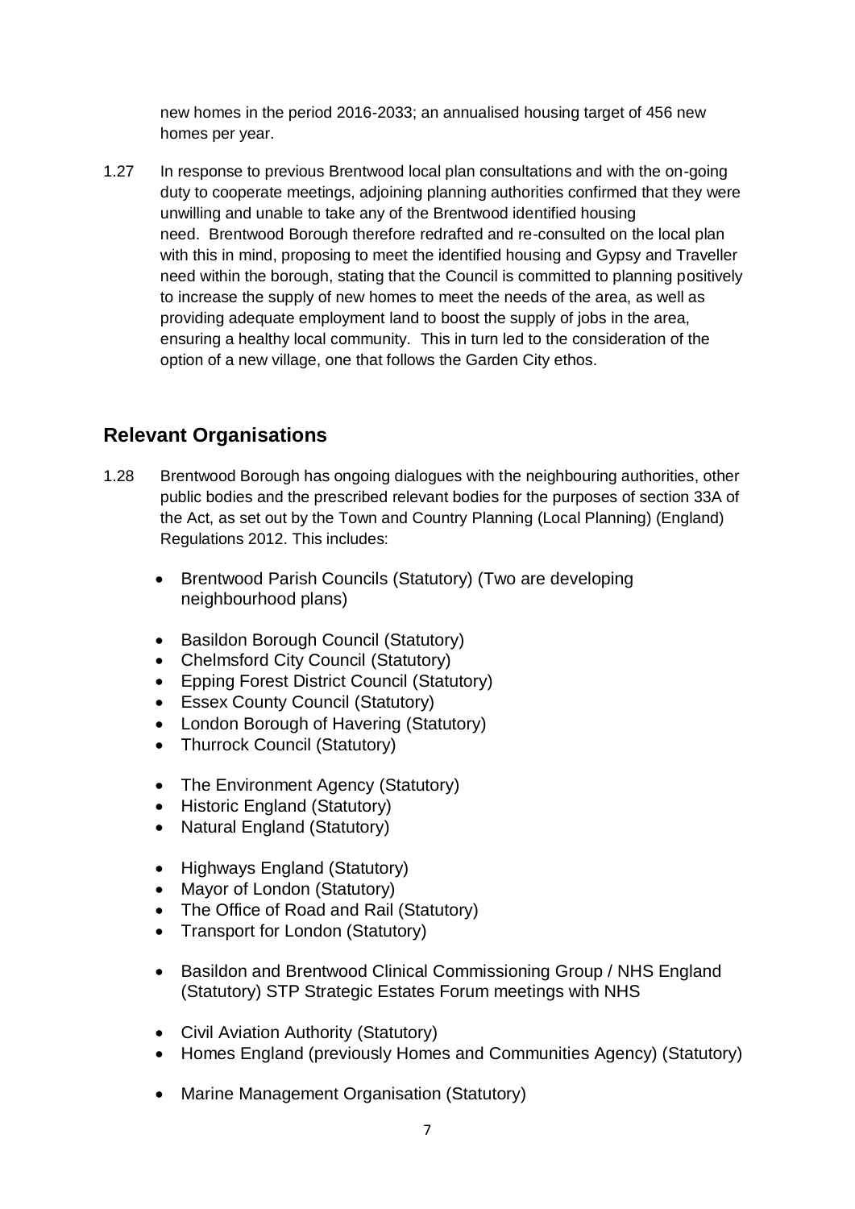new homes in the period 2016-2033; an annualised housing target of 456 new homes per year.

1.27 In response to previous Brentwood local plan consultations and with the on-going duty to cooperate meetings, adjoining planning authorities confirmed that they were unwilling and unable to take any of the Brentwood identified housing need. Brentwood Borough therefore redrafted and re-consulted on the local plan with this in mind, proposing to meet the identified housing and Gypsy and Traveller need within the borough, stating that the Council is committed to planning positively to increase the supply of new homes to meet the needs of the area, as well as providing adequate employment land to boost the supply of jobs in the area, ensuring a healthy local community. This in turn led to the consideration of the option of a new village, one that follows the Garden City ethos.

## Relevant Organisations

1.28 Brentwood Borough has ongoing dialogues with the neighbouring authorities, other public bodies and the prescribed relevant bodies for the purposes of section 33A of the Act, as set out by the Town and Country Planning (Local Planning) (England) Regulations 2012. This includes:

- Brentwood Parish Councils (Statutory) (Two are developing neighbourhood plans)

- Basildon Borough Council (Statutory)
- Chelmsford City Council (Statutory)
- Epping Forest District Council (Statutory)
- Essex County Council (Statutory)
- London Borough of Havering (Statutory)
- Thurrock Council (Statutory)

- The Environment Agency (Statutory)
- Historic England (Statutory)
- Natural England (Statutory)

- Highways England (Statutory)
- Mayor of London (Statutory)
- The Office of Road and Rail (Statutory)
- Transport for London (Statutory)

- Basildon and Brentwood Clinical Commissioning Group / NHS England (Statutory) STP Strategic Estates Forum meetings with NHS

- Civil Aviation Authority (Statutory)
- Homes England (previously Homes and Communities Agency) (Statutory)

- Marine Management Organisation (Statutory)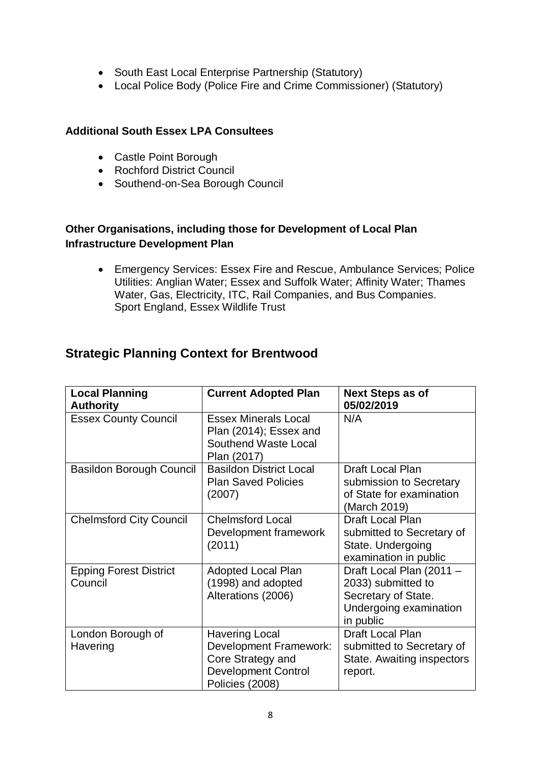- South East Local Enterprise Partnership (Statutory)
- Local Police Body (Police Fire and Crime Commissioner) (Statutory)

**Additional South Essex LPA Consultees**

- Castle Point Borough
- Rochford District Council
- Southend-on-Sea Borough Council

**Other Organisations, including those for Development of Local Plan Infrastructure Development Plan**

- Emergency Services: Essex Fire and Rescue, Ambulance Services; Police Utilities: Anglian Water; Essex and Suffolk Water; Affinity Water; Thames Water, Gas, Electricity, ITC, Rail Companies, and Bus Companies. Sport England, Essex Wildlife Trust

## Strategic Planning Context for Brentwood

| Local Planning Authority | Current Adopted Plan | Next Steps as of 05/02/2019 |
|---|---|---|
| Essex County Council | Essex Minerals Local Plan (2014); Essex and Southend Waste Local Plan (2017) | N/A |
| Basildon Borough Council | Basildon District Local Plan Saved Policies (2007) | Draft Local Plan submission to Secretary of State for examination (March 2019) |
| Chelmsford City Council | Chelmsford Local Development framework (2011) | Draft Local Plan submitted to Secretary of State. Undergoing examination in public |
| Epping Forest District Council | Adopted Local Plan (1998) and adopted Alterations (2006) | Draft Local Plan (2011 – 2033) submitted to Secretary of State. Undergoing examination in public |
| London Borough of Havering | Havering Local Development Framework: Core Strategy and Development Control Policies (2008) | Draft Local Plan submitted to Secretary of State. Awaiting inspectors report. |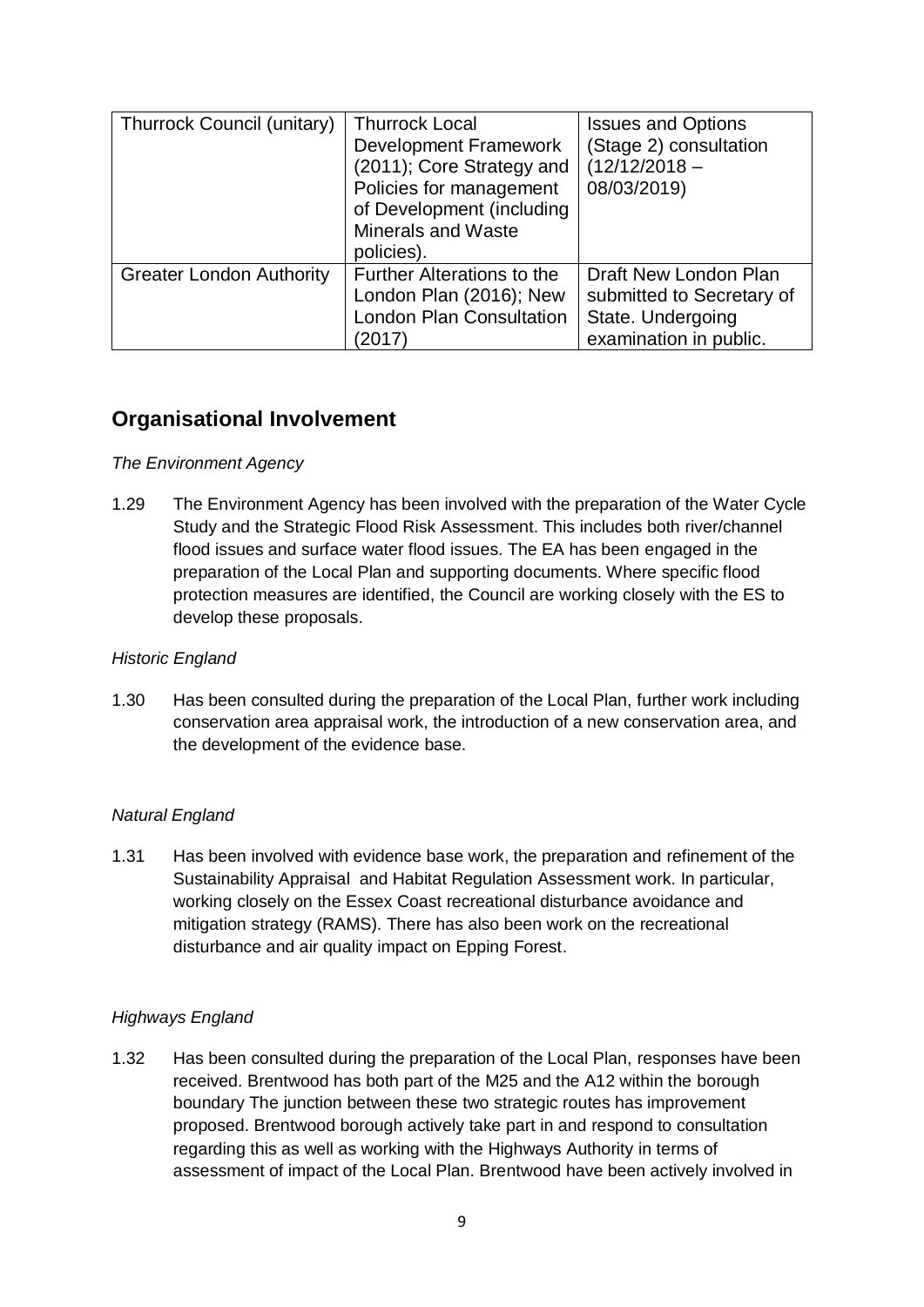| Thurrock Council (unitary) | Thurrock Local Development Framework (2011); Core Strategy and Policies for management of Development (including Minerals and Waste policies). | Issues and Options (Stage 2) consultation (12/12/2018 – 08/03/2019) |
|---|---|---|
| Greater London Authority | Further Alterations to the London Plan (2016); New London Plan Consultation (2017) | Draft New London Plan submitted to Secretary of State. Undergoing examination in public. |

## Organisational Involvement

*The Environment Agency*

1.29 The Environment Agency has been involved with the preparation of the Water Cycle Study and the Strategic Flood Risk Assessment. This includes both river/channel flood issues and surface water flood issues. The EA has been engaged in the preparation of the Local Plan and supporting documents. Where specific flood protection measures are identified, the Council are working closely with the ES to develop these proposals.

*Historic England*

1.30 Has been consulted during the preparation of the Local Plan, further work including conservation area appraisal work, the introduction of a new conservation area, and the development of the evidence base.

*Natural England*

1.31 Has been involved with evidence base work, the preparation and refinement of the Sustainability Appraisal and Habitat Regulation Assessment work. In particular, working closely on the Essex Coast recreational disturbance avoidance and mitigation strategy (RAMS). There has also been work on the recreational disturbance and air quality impact on Epping Forest.

*Highways England*

1.32 Has been consulted during the preparation of the Local Plan, responses have been received. Brentwood has both part of the M25 and the A12 within the borough boundary The junction between these two strategic routes has improvement proposed. Brentwood borough actively take part in and respond to consultation regarding this as well as working with the Highways Authority in terms of assessment of impact of the Local Plan. Brentwood have been actively involved in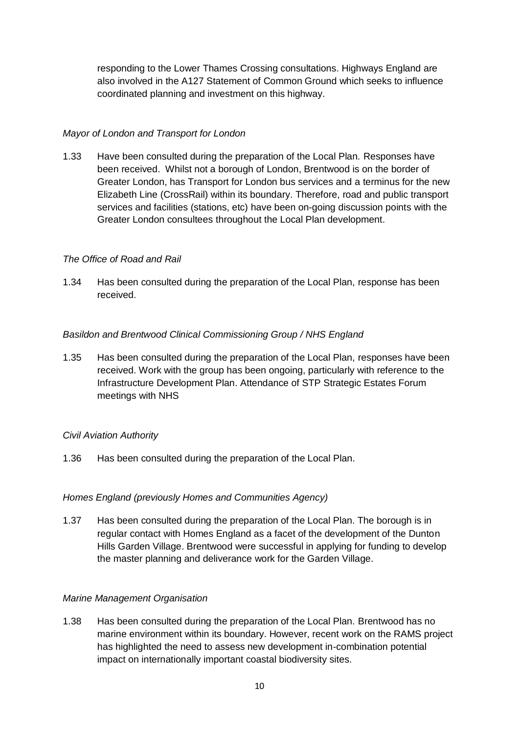responding to the Lower Thames Crossing consultations. Highways England are also involved in the A127 Statement of Common Ground which seeks to influence coordinated planning and investment on this highway.

*Mayor of London and Transport for London*

1.33 Have been consulted during the preparation of the Local Plan. Responses have been received. Whilst not a borough of London, Brentwood is on the border of Greater London, has Transport for London bus services and a terminus for the new Elizabeth Line (CrossRail) within its boundary. Therefore, road and public transport services and facilities (stations, etc) have been on-going discussion points with the Greater London consultees throughout the Local Plan development.

*The Office of Road and Rail*

1.34 Has been consulted during the preparation of the Local Plan, response has been received.

*Basildon and Brentwood Clinical Commissioning Group / NHS England*

1.35 Has been consulted during the preparation of the Local Plan, responses have been received. Work with the group has been ongoing, particularly with reference to the Infrastructure Development Plan. Attendance of STP Strategic Estates Forum meetings with NHS

*Civil Aviation Authority*

1.36 Has been consulted during the preparation of the Local Plan.

*Homes England (previously Homes and Communities Agency)*

1.37 Has been consulted during the preparation of the Local Plan. The borough is in regular contact with Homes England as a facet of the development of the Dunton Hills Garden Village. Brentwood were successful in applying for funding to develop the master planning and deliverance work for the Garden Village.

*Marine Management Organisation*

1.38 Has been consulted during the preparation of the Local Plan. Brentwood has no marine environment within its boundary. However, recent work on the RAMS project has highlighted the need to assess new development in-combination potential impact on internationally important coastal biodiversity sites.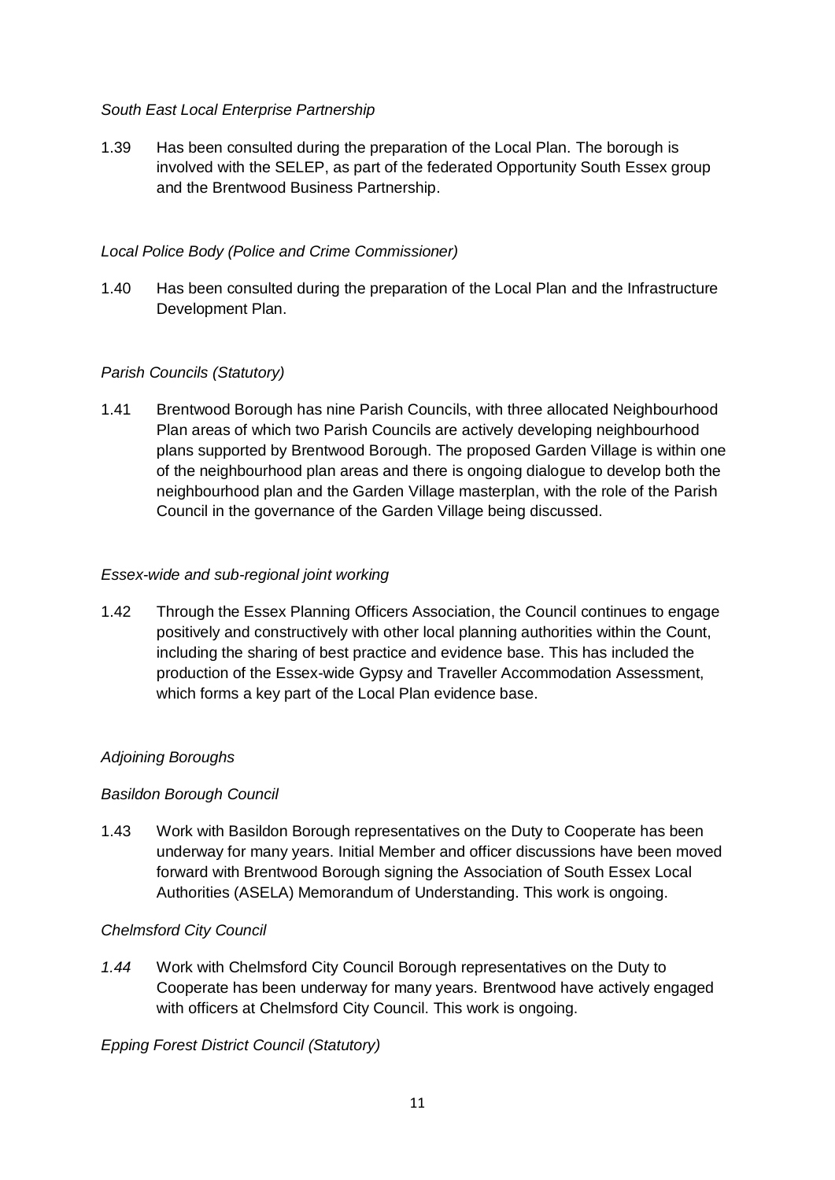*South East Local Enterprise Partnership*

1.39 Has been consulted during the preparation of the Local Plan. The borough is involved with the SELEP, as part of the federated Opportunity South Essex group and the Brentwood Business Partnership.

*Local Police Body (Police and Crime Commissioner)*

1.40 Has been consulted during the preparation of the Local Plan and the Infrastructure Development Plan.

*Parish Councils (Statutory)*

1.41 Brentwood Borough has nine Parish Councils, with three allocated Neighbourhood Plan areas of which two Parish Councils are actively developing neighbourhood plans supported by Brentwood Borough. The proposed Garden Village is within one of the neighbourhood plan areas and there is ongoing dialogue to develop both the neighbourhood plan and the Garden Village masterplan, with the role of the Parish Council in the governance of the Garden Village being discussed.

*Essex-wide and sub-regional joint working*

1.42 Through the Essex Planning Officers Association, the Council continues to engage positively and constructively with other local planning authorities within the Count, including the sharing of best practice and evidence base. This has included the production of the Essex-wide Gypsy and Traveller Accommodation Assessment, which forms a key part of the Local Plan evidence base.

*Adjoining Boroughs*

*Basildon Borough Council*

1.43 Work with Basildon Borough representatives on the Duty to Cooperate has been underway for many years. Initial Member and officer discussions have been moved forward with Brentwood Borough signing the Association of South Essex Local Authorities (ASELA) Memorandum of Understanding. This work is ongoing.

*Chelmsford City Council*

*1.44* Work with Chelmsford City Council Borough representatives on the Duty to Cooperate has been underway for many years. Brentwood have actively engaged with officers at Chelmsford City Council. This work is ongoing.

*Epping Forest District Council (Statutory)*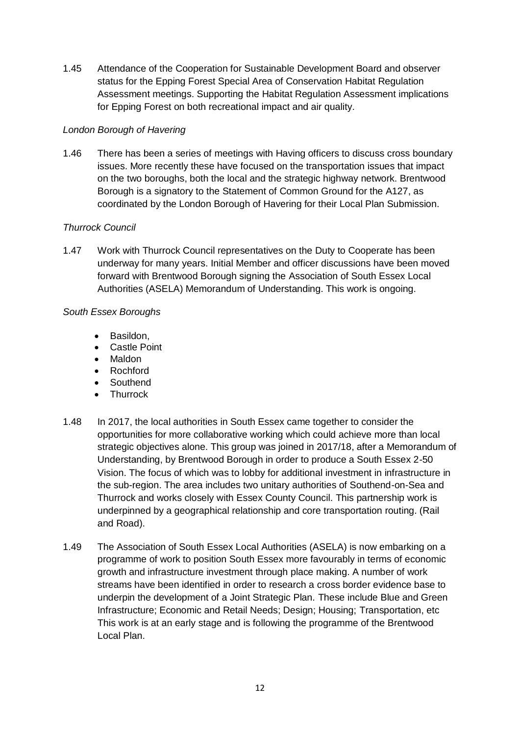1.45 Attendance of the Cooperation for Sustainable Development Board and observer status for the Epping Forest Special Area of Conservation Habitat Regulation Assessment meetings. Supporting the Habitat Regulation Assessment implications for Epping Forest on both recreational impact and air quality.

*London Borough of Havering*

1.46 There has been a series of meetings with Having officers to discuss cross boundary issues. More recently these have focused on the transportation issues that impact on the two boroughs, both the local and the strategic highway network. Brentwood Borough is a signatory to the Statement of Common Ground for the A127, as coordinated by the London Borough of Havering for their Local Plan Submission.

*Thurrock Council*

1.47 Work with Thurrock Council representatives on the Duty to Cooperate has been underway for many years. Initial Member and officer discussions have been moved forward with Brentwood Borough signing the Association of South Essex Local Authorities (ASELA) Memorandum of Understanding. This work is ongoing.

*South Essex Boroughs*

- Basildon,
- Castle Point
- Maldon
- Rochford
- Southend
- Thurrock

1.48 In 2017, the local authorities in South Essex came together to consider the opportunities for more collaborative working which could achieve more than local strategic objectives alone. This group was joined in 2017/18, after a Memorandum of Understanding, by Brentwood Borough in order to produce a South Essex 2-50 Vision. The focus of which was to lobby for additional investment in infrastructure in the sub-region. The area includes two unitary authorities of Southend-on-Sea and Thurrock and works closely with Essex County Council. This partnership work is underpinned by a geographical relationship and core transportation routing. (Rail and Road).

1.49 The Association of South Essex Local Authorities (ASELA) is now embarking on a programme of work to position South Essex more favourably in terms of economic growth and infrastructure investment through place making. A number of work streams have been identified in order to research a cross border evidence base to underpin the development of a Joint Strategic Plan. These include Blue and Green Infrastructure; Economic and Retail Needs; Design; Housing; Transportation, etc This work is at an early stage and is following the programme of the Brentwood Local Plan.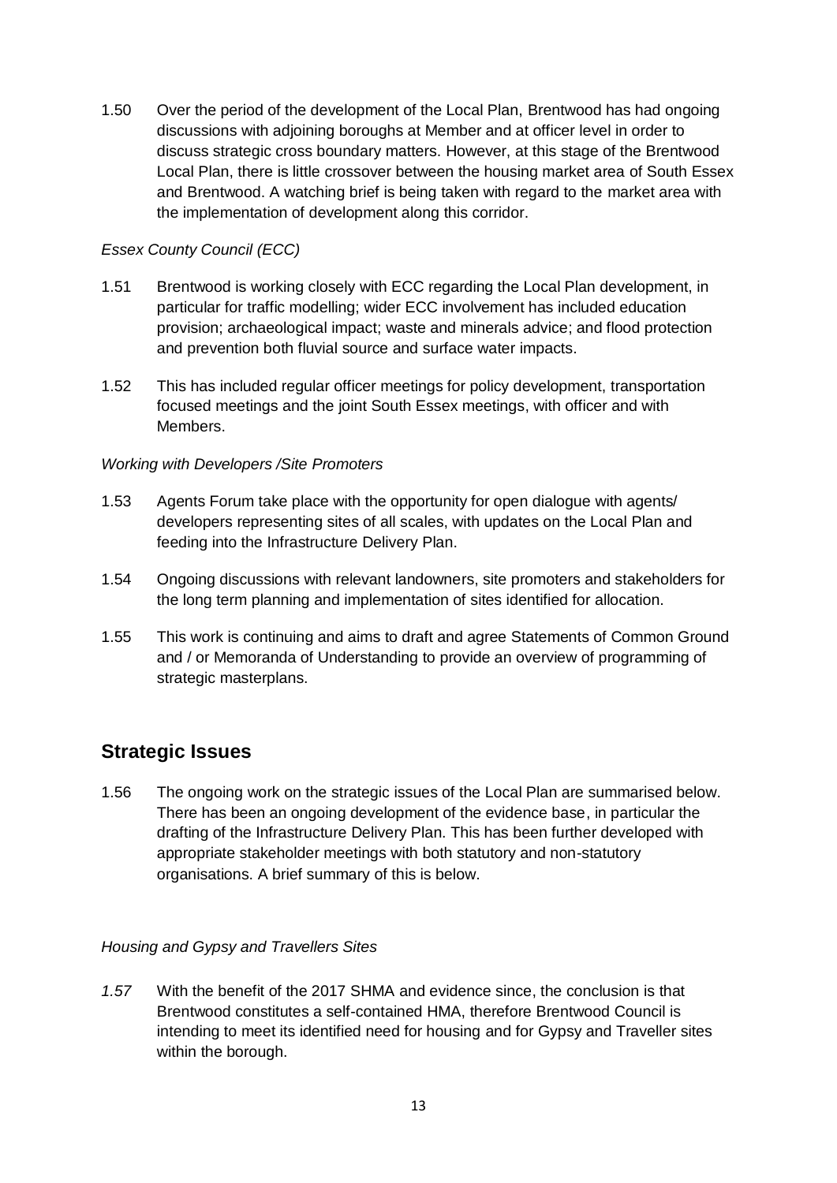1.50 Over the period of the development of the Local Plan, Brentwood has had ongoing discussions with adjoining boroughs at Member and at officer level in order to discuss strategic cross boundary matters. However, at this stage of the Brentwood Local Plan, there is little crossover between the housing market area of South Essex and Brentwood. A watching brief is being taken with regard to the market area with the implementation of development along this corridor.

*Essex County Council (ECC)*

1.51 Brentwood is working closely with ECC regarding the Local Plan development, in particular for traffic modelling; wider ECC involvement has included education provision; archaeological impact; waste and minerals advice; and flood protection and prevention both fluvial source and surface water impacts.

1.52 This has included regular officer meetings for policy development, transportation focused meetings and the joint South Essex meetings, with officer and with Members.

*Working with Developers /Site Promoters*

1.53 Agents Forum take place with the opportunity for open dialogue with agents/ developers representing sites of all scales, with updates on the Local Plan and feeding into the Infrastructure Delivery Plan.

1.54 Ongoing discussions with relevant landowners, site promoters and stakeholders for the long term planning and implementation of sites identified for allocation.

1.55 This work is continuing and aims to draft and agree Statements of Common Ground and / or Memoranda of Understanding to provide an overview of programming of strategic masterplans.

## Strategic Issues

1.56 The ongoing work on the strategic issues of the Local Plan are summarised below. There has been an ongoing development of the evidence base, in particular the drafting of the Infrastructure Delivery Plan. This has been further developed with appropriate stakeholder meetings with both statutory and non-statutory organisations. A brief summary of this is below.

*Housing and Gypsy and Travellers Sites*

*1.57* With the benefit of the 2017 SHMA and evidence since, the conclusion is that Brentwood constitutes a self-contained HMA, therefore Brentwood Council is intending to meet its identified need for housing and for Gypsy and Traveller sites within the borough.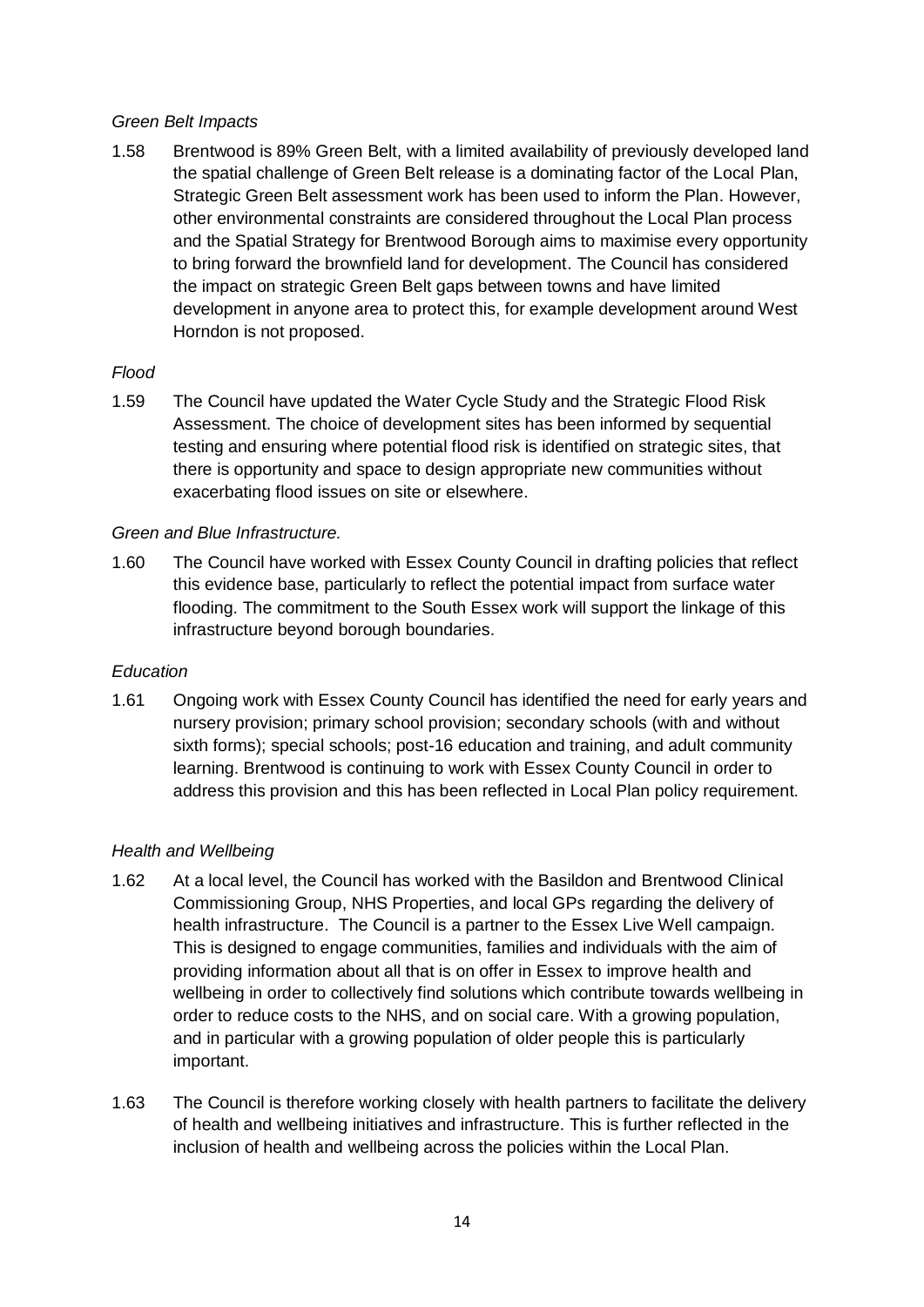*Green Belt Impacts*

1.58 Brentwood is 89% Green Belt, with a limited availability of previously developed land the spatial challenge of Green Belt release is a dominating factor of the Local Plan, Strategic Green Belt assessment work has been used to inform the Plan. However, other environmental constraints are considered throughout the Local Plan process and the Spatial Strategy for Brentwood Borough aims to maximise every opportunity to bring forward the brownfield land for development. The Council has considered the impact on strategic Green Belt gaps between towns and have limited development in anyone area to protect this, for example development around West Horndon is not proposed.

*Flood*

1.59 The Council have updated the Water Cycle Study and the Strategic Flood Risk Assessment. The choice of development sites has been informed by sequential testing and ensuring where potential flood risk is identified on strategic sites, that there is opportunity and space to design appropriate new communities without exacerbating flood issues on site or elsewhere.

*Green and Blue Infrastructure.*

1.60 The Council have worked with Essex County Council in drafting policies that reflect this evidence base, particularly to reflect the potential impact from surface water flooding. The commitment to the South Essex work will support the linkage of this infrastructure beyond borough boundaries.

*Education*

1.61 Ongoing work with Essex County Council has identified the need for early years and nursery provision; primary school provision; secondary schools (with and without sixth forms); special schools; post-16 education and training, and adult community learning. Brentwood is continuing to work with Essex County Council in order to address this provision and this has been reflected in Local Plan policy requirement.

*Health and Wellbeing*

1.62 At a local level, the Council has worked with the Basildon and Brentwood Clinical Commissioning Group, NHS Properties, and local GPs regarding the delivery of health infrastructure. The Council is a partner to the Essex Live Well campaign. This is designed to engage communities, families and individuals with the aim of providing information about all that is on offer in Essex to improve health and wellbeing in order to collectively find solutions which contribute towards wellbeing in order to reduce costs to the NHS, and on social care. With a growing population, and in particular with a growing population of older people this is particularly important.

1.63 The Council is therefore working closely with health partners to facilitate the delivery of health and wellbeing initiatives and infrastructure. This is further reflected in the inclusion of health and wellbeing across the policies within the Local Plan.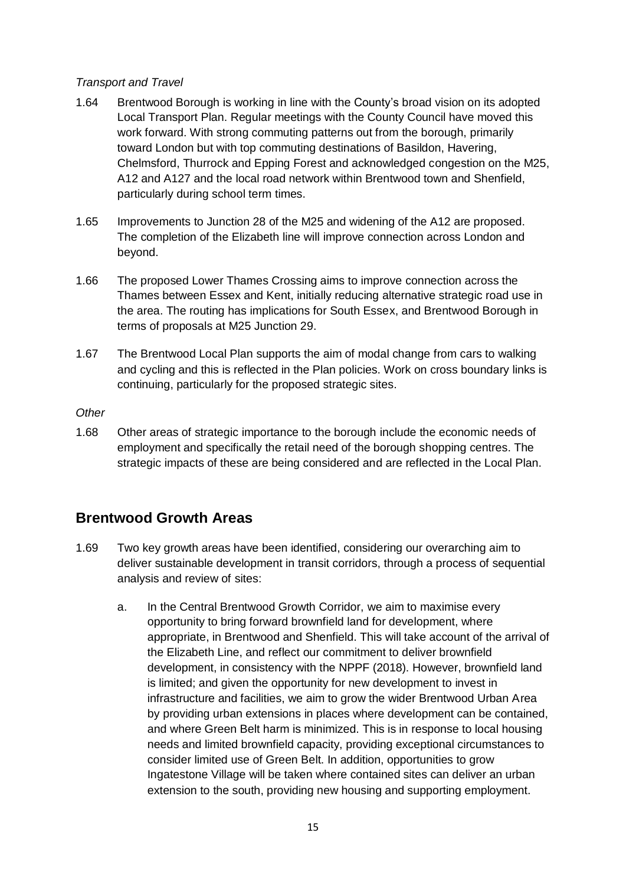*Transport and Travel*

1.64 Brentwood Borough is working in line with the County's broad vision on its adopted Local Transport Plan. Regular meetings with the County Council have moved this work forward. With strong commuting patterns out from the borough, primarily toward London but with top commuting destinations of Basildon, Havering, Chelmsford, Thurrock and Epping Forest and acknowledged congestion on the M25, A12 and A127 and the local road network within Brentwood town and Shenfield, particularly during school term times.

1.65 Improvements to Junction 28 of the M25 and widening of the A12 are proposed. The completion of the Elizabeth line will improve connection across London and beyond.

1.66 The proposed Lower Thames Crossing aims to improve connection across the Thames between Essex and Kent, initially reducing alternative strategic road use in the area. The routing has implications for South Essex, and Brentwood Borough in terms of proposals at M25 Junction 29.

1.67 The Brentwood Local Plan supports the aim of modal change from cars to walking and cycling and this is reflected in the Plan policies. Work on cross boundary links is continuing, particularly for the proposed strategic sites.

*Other*

1.68 Other areas of strategic importance to the borough include the economic needs of employment and specifically the retail need of the borough shopping centres. The strategic impacts of these are being considered and are reflected in the Local Plan.

## Brentwood Growth Areas

1.69 Two key growth areas have been identified, considering our overarching aim to deliver sustainable development in transit corridors, through a process of sequential analysis and review of sites:

a. In the Central Brentwood Growth Corridor, we aim to maximise every opportunity to bring forward brownfield land for development, where appropriate, in Brentwood and Shenfield. This will take account of the arrival of the Elizabeth Line, and reflect our commitment to deliver brownfield development, in consistency with the NPPF (2018). However, brownfield land is limited; and given the opportunity for new development to invest in infrastructure and facilities, we aim to grow the wider Brentwood Urban Area by providing urban extensions in places where development can be contained, and where Green Belt harm is minimized. This is in response to local housing needs and limited brownfield capacity, providing exceptional circumstances to consider limited use of Green Belt. In addition, opportunities to grow Ingatestone Village will be taken where contained sites can deliver an urban extension to the south, providing new housing and supporting employment.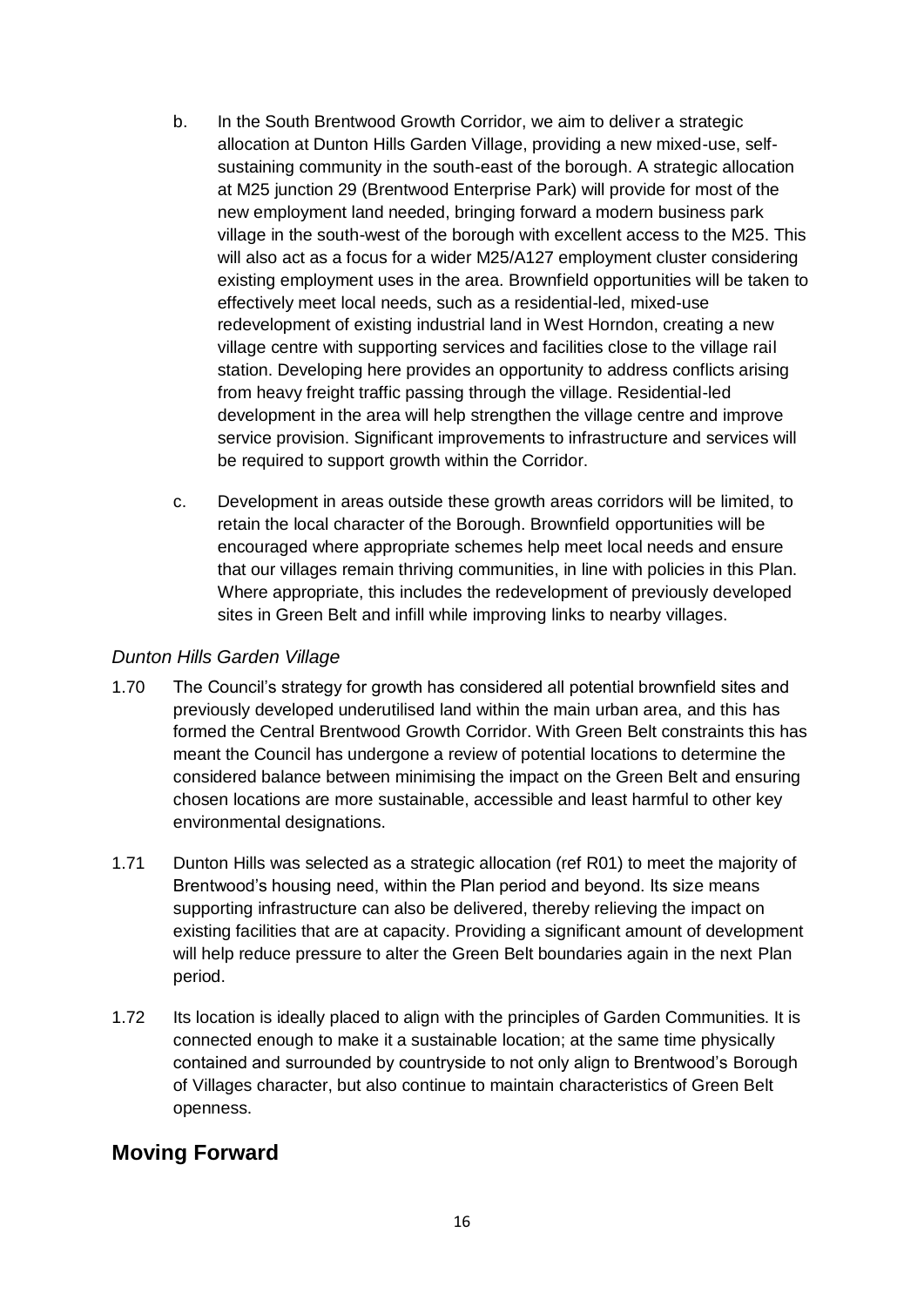b. In the South Brentwood Growth Corridor, we aim to deliver a strategic allocation at Dunton Hills Garden Village, providing a new mixed-use, self-sustaining community in the south-east of the borough. A strategic allocation at M25 junction 29 (Brentwood Enterprise Park) will provide for most of the new employment land needed, bringing forward a modern business park village in the south-west of the borough with excellent access to the M25. This will also act as a focus for a wider M25/A127 employment cluster considering existing employment uses in the area. Brownfield opportunities will be taken to effectively meet local needs, such as a residential-led, mixed-use redevelopment of existing industrial land in West Horndon, creating a new village centre with supporting services and facilities close to the village rail station. Developing here provides an opportunity to address conflicts arising from heavy freight traffic passing through the village. Residential-led development in the area will help strengthen the village centre and improve service provision. Significant improvements to infrastructure and services will be required to support growth within the Corridor.

c. Development in areas outside these growth areas corridors will be limited, to retain the local character of the Borough. Brownfield opportunities will be encouraged where appropriate schemes help meet local needs and ensure that our villages remain thriving communities, in line with policies in this Plan. Where appropriate, this includes the redevelopment of previously developed sites in Green Belt and infill while improving links to nearby villages.

### *Dunton Hills Garden Village*

1.70 The Council's strategy for growth has considered all potential brownfield sites and previously developed underutilised land within the main urban area, and this has formed the Central Brentwood Growth Corridor. With Green Belt constraints this has meant the Council has undergone a review of potential locations to determine the considered balance between minimising the impact on the Green Belt and ensuring chosen locations are more sustainable, accessible and least harmful to other key environmental designations.

1.71 Dunton Hills was selected as a strategic allocation (ref R01) to meet the majority of Brentwood's housing need, within the Plan period and beyond. Its size means supporting infrastructure can also be delivered, thereby relieving the impact on existing facilities that are at capacity. Providing a significant amount of development will help reduce pressure to alter the Green Belt boundaries again in the next Plan period.

1.72 Its location is ideally placed to align with the principles of Garden Communities. It is connected enough to make it a sustainable location; at the same time physically contained and surrounded by countryside to not only align to Brentwood's Borough of Villages character, but also continue to maintain characteristics of Green Belt openness.

## Moving Forward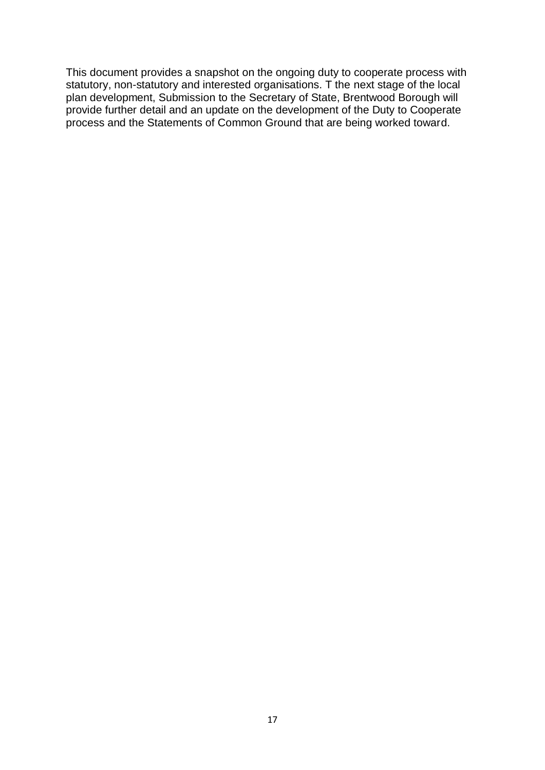This document provides a snapshot on the ongoing duty to cooperate process with statutory, non-statutory and interested organisations. T the next stage of the local plan development, Submission to the Secretary of State, Brentwood Borough will provide further detail and an update on the development of the Duty to Cooperate process and the Statements of Common Ground that are being worked toward.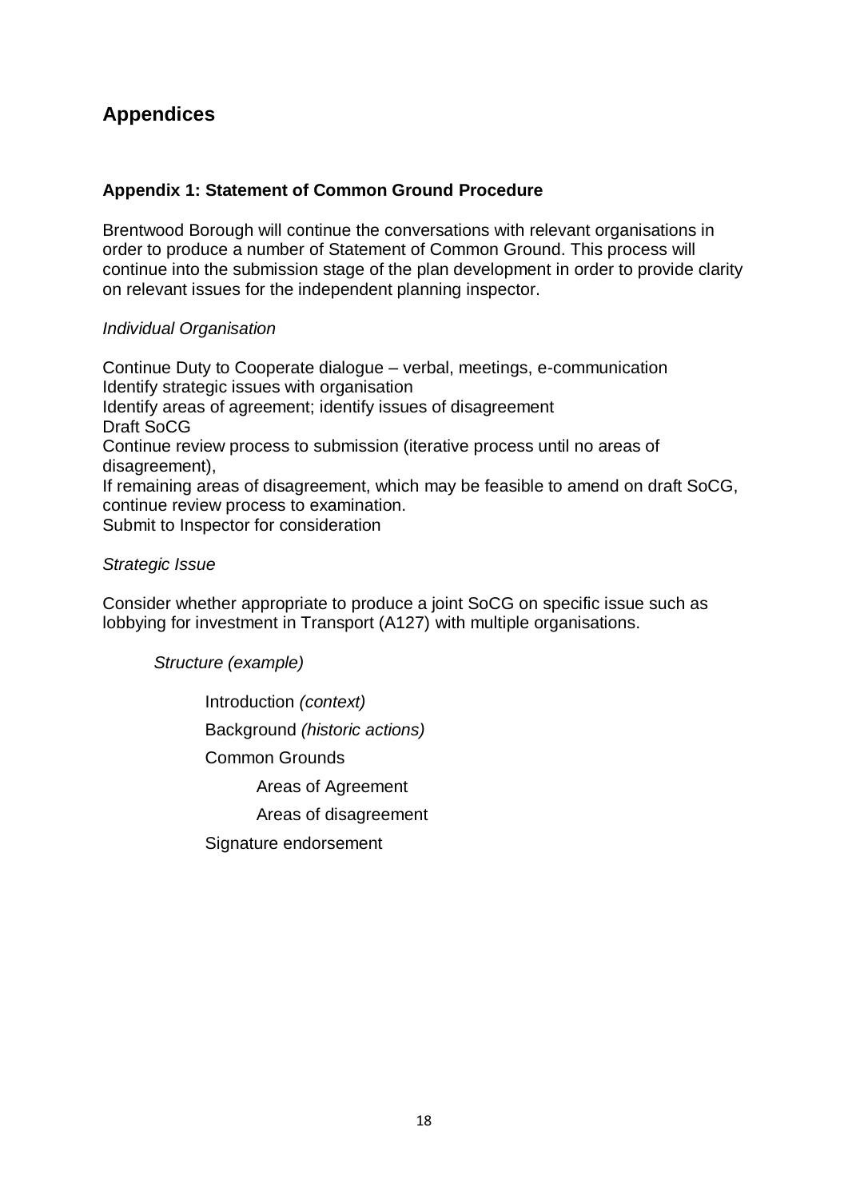## Appendices

### Appendix 1: Statement of Common Ground Procedure

Brentwood Borough will continue the conversations with relevant organisations in order to produce a number of Statement of Common Ground. This process will continue into the submission stage of the plan development in order to provide clarity on relevant issues for the independent planning inspector.

*Individual Organisation*

Continue Duty to Cooperate dialogue – verbal, meetings, e-communication
Identify strategic issues with organisation
Identify areas of agreement; identify issues of disagreement
Draft SoCG
Continue review process to submission (iterative process until no areas of disagreement),
If remaining areas of disagreement, which may be feasible to amend on draft SoCG, continue review process to examination.
Submit to Inspector for consideration

*Strategic Issue*

Consider whether appropriate to produce a joint SoCG on specific issue such as lobbying for investment in Transport (A127) with multiple organisations.

*Structure (example)*

- Introduction *(context)*
- Background *(historic actions)*
- Common Grounds
  - Areas of Agreement
  - Areas of disagreement
- Signature endorsement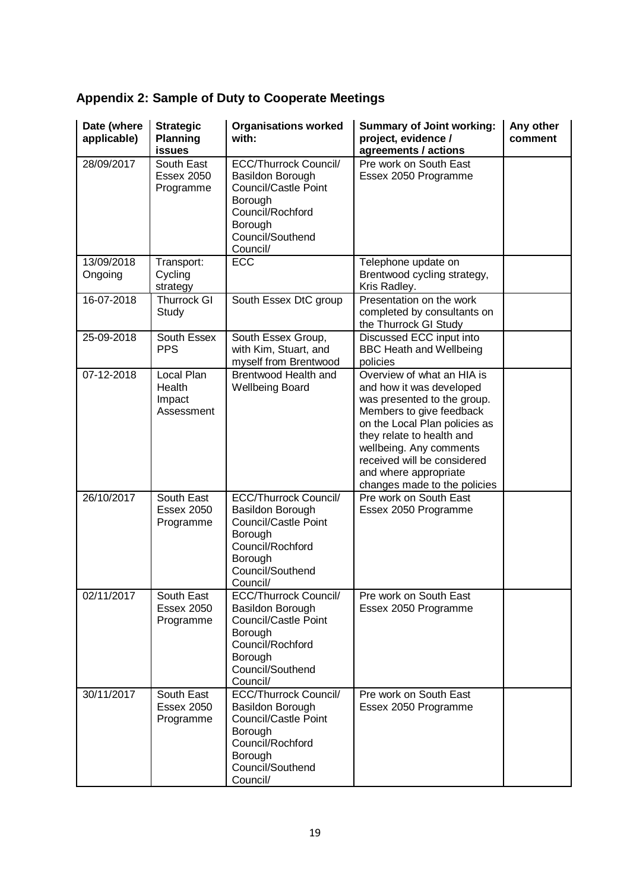## Appendix 2: Sample of Duty to Cooperate Meetings

| Date (where applicable) | Strategic Planning issues | Organisations worked with: | Summary of Joint working: project, evidence / agreements / actions | Any other comment |
|---|---|---|---|---|
| 28/09/2017 | South East Essex 2050 Programme | ECC/Thurrock Council/ Basildon Borough Council/Castle Point Borough Council/Rochford Borough Council/Southend Council/ | Pre work on South East Essex 2050 Programme | |
| 13/09/2018 Ongoing | Transport: Cycling strategy | ECC | Telephone update on Brentwood cycling strategy, Kris Radley. | |
| 16-07-2018 | Thurrock GI Study | South Essex DtC group | Presentation on the work completed by consultants on the Thurrock GI Study | |
| 25-09-2018 | South Essex PPS | South Essex Group, with Kim, Stuart, and myself from Brentwood | Discussed ECC input into BBC Heath and Wellbeing policies | |
| 07-12-2018 | Local Plan Health Impact Assessment | Brentwood Health and Wellbeing Board | Overview of what an HIA is and how it was developed was presented to the group. Members to give feedback on the Local Plan policies as they relate to health and wellbeing. Any comments received will be considered and where appropriate changes made to the policies | |
| 26/10/2017 | South East Essex 2050 Programme | ECC/Thurrock Council/ Basildon Borough Council/Castle Point Borough Council/Rochford Borough Council/Southend Council/ | Pre work on South East Essex 2050 Programme | |
| 02/11/2017 | South East Essex 2050 Programme | ECC/Thurrock Council/ Basildon Borough Council/Castle Point Borough Council/Rochford Borough Council/Southend Council/ | Pre work on South East Essex 2050 Programme | |
| 30/11/2017 | South East Essex 2050 Programme | ECC/Thurrock Council/ Basildon Borough Council/Castle Point Borough Council/Rochford Borough Council/Southend Council/ | Pre work on South East Essex 2050 Programme | |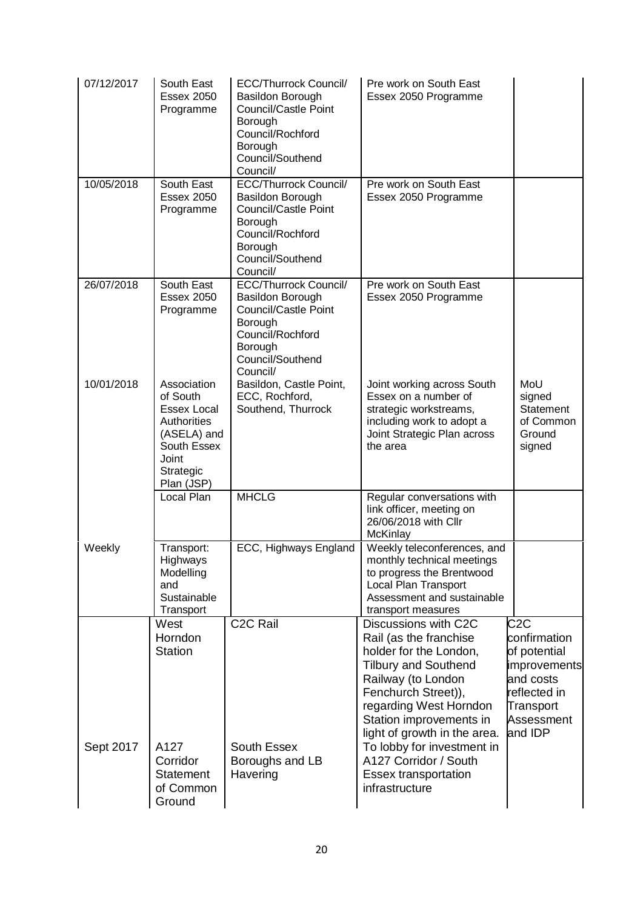| | | | | |
|---|---|---|---|---|
| 07/12/2017 | South East Essex 2050 Programme | ECC/Thurrock Council/ Basildon Borough Council/Castle Point Borough Council/Rochford Borough Council/Southend Council/ | Pre work on South East Essex 2050 Programme | |
| 10/05/2018 | South East Essex 2050 Programme | ECC/Thurrock Council/ Basildon Borough Council/Castle Point Borough Council/Rochford Borough Council/Southend Council/ | Pre work on South East Essex 2050 Programme | |
| 26/07/2018 | South East Essex 2050 Programme | ECC/Thurrock Council/ Basildon Borough Council/Castle Point Borough Council/Rochford Borough Council/Southend Council/ | Pre work on South East Essex 2050 Programme | |
| 10/01/2018 | Association of South Essex Local Authorities (ASELA) and South Essex Joint Strategic Plan (JSP) | Basildon, Castle Point, ECC, Rochford, Southend, Thurrock | Joint working across South Essex on a number of strategic workstreams, including work to adopt a Joint Strategic Plan across the area | MoU signed Statement of Common Ground signed |
| | Local Plan | MHCLG | Regular conversations with link officer, meeting on 26/06/2018 with Cllr McKinlay | |
| Weekly | Transport: Highways Modelling and Sustainable Transport | ECC, Highways England | Weekly teleconferences, and monthly technical meetings to progress the Brentwood Local Plan Transport Assessment and sustainable transport measures | |
| | West Horndon Station | C2C Rail | Discussions with C2C Rail (as the franchise holder for the London, Tilbury and Southend Railway (to London Fenchurch Street)), regarding West Horndon Station improvements in light of growth in the area. | C2C confirmation of potential improvements and costs reflected in Transport Assessment and IDP |
| Sept 2017 | A127 Corridor Statement of Common Ground | South Essex Boroughs and LB Havering | To lobby for investment in A127 Corridor / South Essex transportation infrastructure | |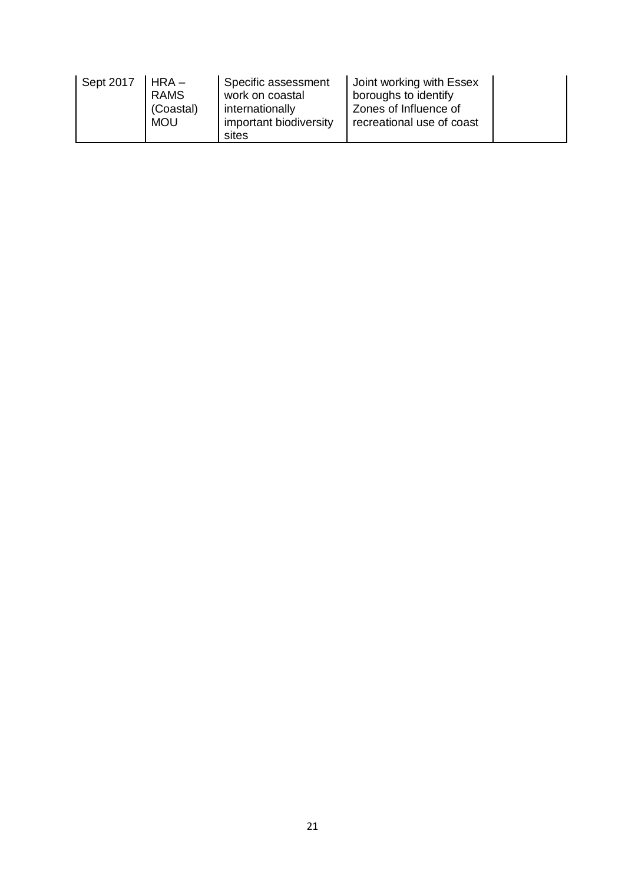| | | | | |
|---|---|---|---|---|
| Sept 2017 | HRA – RAMS (Coastal) MOU | Specific assessment work on coastal internationally important biodiversity sites | Joint working with Essex boroughs to identify Zones of Influence of recreational use of coast | |